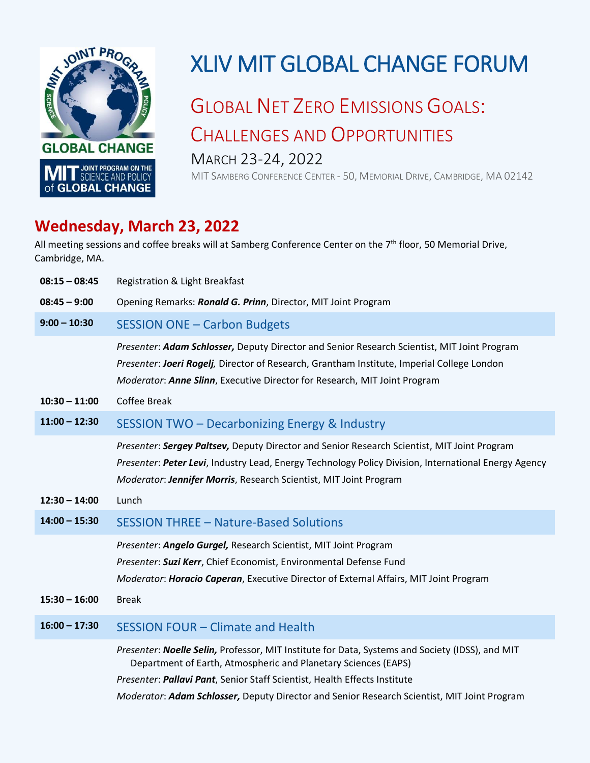# XLIV MIT GLOBAL CHANGE FORUM

## GLOBAL NET ZERO EMISSIONS GOALS: CHALLENGES AND OPPORTUNITIES

MARCH 23-24, 2022

MIT SAMBERG CONFERENCE CENTER - 50, MEMORIAL DRIVE, CAMBRIDGE, MA 02142

## Wednesday, March 23, 2022

All meeting sessions and coffee breaks will at Samberg Conference Center on the 7th floor, 50 Memorial Drive, Cambridge, MA.

**08:15 – 08:45** Registration & Light Breakfast

**08:45 – 9:00** Opening Remarks: ***Ronald G. Prinn***, Director, MIT Joint Program

**9:00 – 10:30** SESSION ONE – Carbon Budgets

*Presenter*: ***Adam Schlosser,*** Deputy Director and Senior Research Scientist, MIT Joint Program
*Presenter*: ***Joeri Rogelj,*** Director of Research, Grantham Institute, Imperial College London
*Moderator*: ***Anne Slinn***, Executive Director for Research, MIT Joint Program

**10:30 – 11:00** Coffee Break

**11:00 – 12:30** SESSION TWO – Decarbonizing Energy & Industry

*Presenter*: ***Sergey Paltsev,*** Deputy Director and Senior Research Scientist, MIT Joint Program
*Presenter*: ***Peter Levi***, Industry Lead, Energy Technology Policy Division, International Energy Agency
*Moderator*: ***Jennifer Morris***, Research Scientist, MIT Joint Program

**12:30 – 14:00** Lunch

**14:00 – 15:30** SESSION THREE – Nature-Based Solutions

*Presenter*: ***Angelo Gurgel,*** Research Scientist, MIT Joint Program
*Presenter*: ***Suzi Kerr***, Chief Economist, Environmental Defense Fund
*Moderator*: ***Horacio Caperan***, Executive Director of External Affairs, MIT Joint Program

**15:30 – 16:00** Break

**16:00 – 17:30** SESSION FOUR – Climate and Health

*Presenter*: ***Noelle Selin,*** Professor, MIT Institute for Data, Systems and Society (IDSS), and MIT Department of Earth, Atmospheric and Planetary Sciences (EAPS)
*Presenter*: ***Pallavi Pant***, Senior Staff Scientist, Health Effects Institute
*Moderator*: ***Adam Schlosser,*** Deputy Director and Senior Research Scientist, MIT Joint Program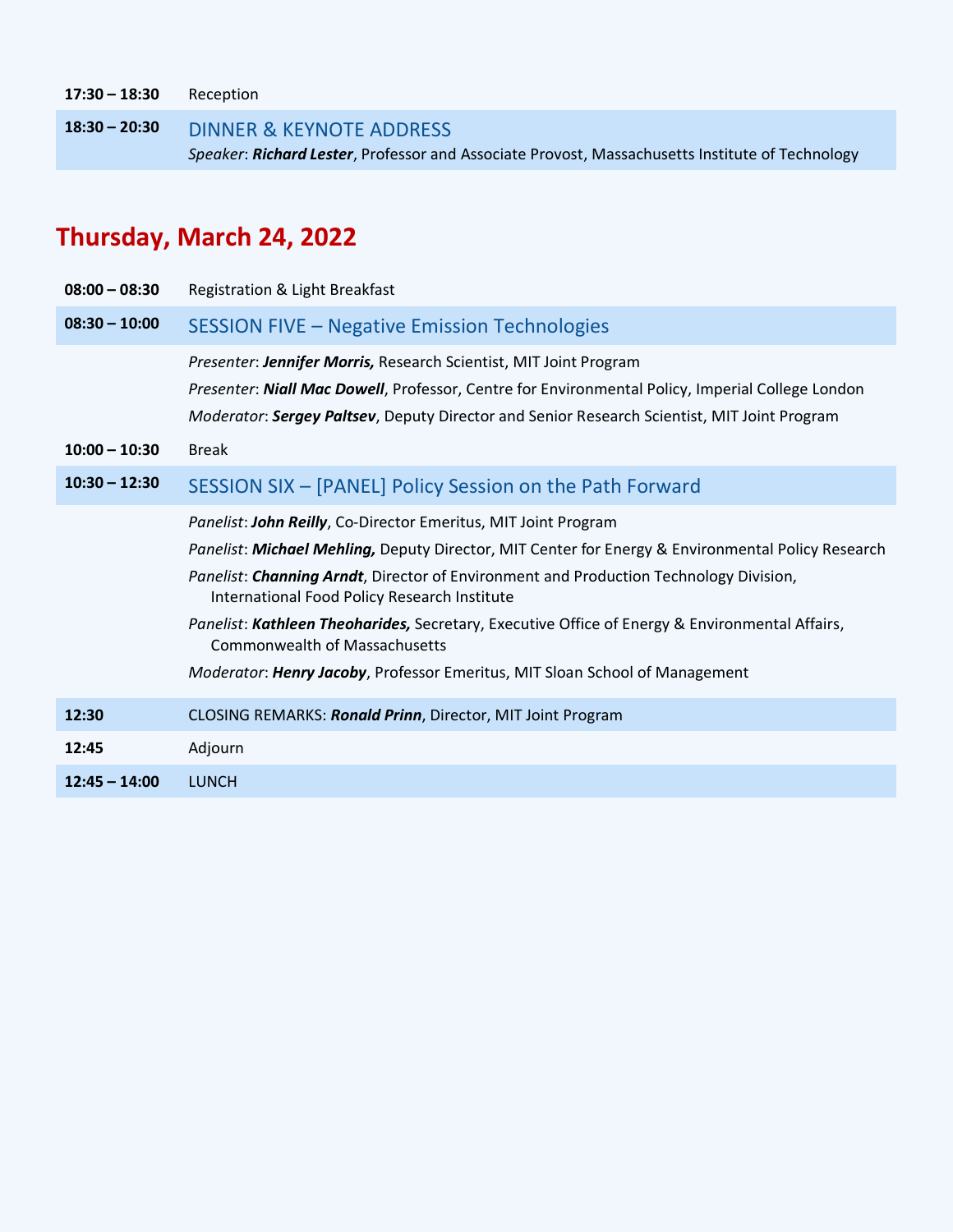**17:30 – 18:30** Reception

**18:30 – 20:30** DINNER & KEYNOTE ADDRESS

*Speaker*: ***Richard Lester***, Professor and Associate Provost, Massachusetts Institute of Technology

## Thursday, March 24, 2022

**08:00 – 08:30** Registration & Light Breakfast

**08:30 – 10:00** SESSION FIVE – Negative Emission Technologies

*Presenter*: ***Jennifer Morris,*** Research Scientist, MIT Joint Program

*Presenter*: ***Niall Mac Dowell***, Professor, Centre for Environmental Policy, Imperial College London

*Moderator*: ***Sergey Paltsev***, Deputy Director and Senior Research Scientist, MIT Joint Program

**10:00 – 10:30** Break

**10:30 – 12:30** SESSION SIX – [PANEL] Policy Session on the Path Forward

*Panelist*: ***John Reilly***, Co-Director Emeritus, MIT Joint Program

*Panelist*: ***Michael Mehling,*** Deputy Director, MIT Center for Energy & Environmental Policy Research

*Panelist*: ***Channing Arndt***, Director of Environment and Production Technology Division, International Food Policy Research Institute

*Panelist*: ***Kathleen Theoharides,*** Secretary, Executive Office of Energy & Environmental Affairs, Commonwealth of Massachusetts

*Moderator*: ***Henry Jacoby***, Professor Emeritus, MIT Sloan School of Management

**12:30** CLOSING REMARKS: ***Ronald Prinn***, Director, MIT Joint Program

**12:45** Adjourn

**12:45 – 14:00** LUNCH